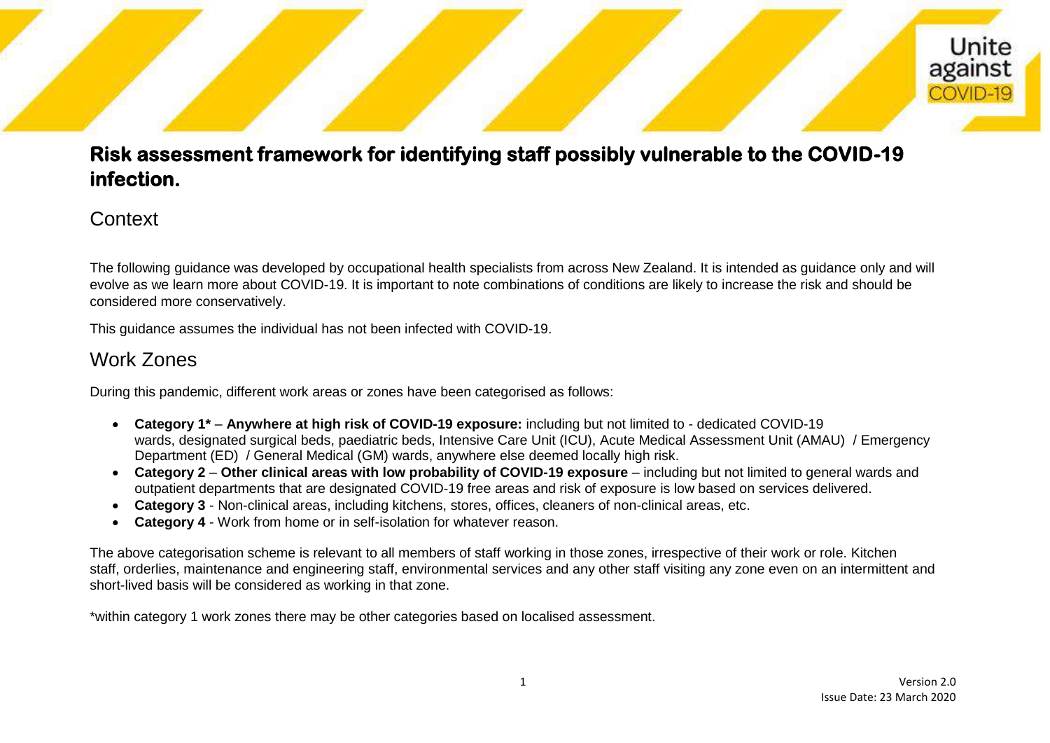# Risk assessment framework for identifying staff possibly vulnerable to the COVID-19 infection.

## Context

The following guidance was developed by occupational health specialists from across New Zealand. It is intended as guidance only and will evolve as we learn more about COVID-19. It is important to note combinations of conditions are likely to increase the risk and should be considered more conservatively.

This guidance assumes the individual has not been infected with COVID-19.

## Work Zones

During this pandemic, different work areas or zones have been categorised as follows:

- **Category 1*** – **Anywhere at high risk of COVID-19 exposure:** including but not limited to - dedicated COVID-19 wards, designated surgical beds, paediatric beds, Intensive Care Unit (ICU), Acute Medical Assessment Unit (AMAU) / Emergency Department (ED) / General Medical (GM) wards, anywhere else deemed locally high risk.
- **Category 2** – **Other clinical areas with low probability of COVID-19 exposure** – including but not limited to general wards and outpatient departments that are designated COVID-19 free areas and risk of exposure is low based on services delivered.
- **Category 3** - Non-clinical areas, including kitchens, stores, offices, cleaners of non-clinical areas, etc.
- **Category 4** - Work from home or in self-isolation for whatever reason.

The above categorisation scheme is relevant to all members of staff working in those zones, irrespective of their work or role. Kitchen staff, orderlies, maintenance and engineering staff, environmental services and any other staff visiting any zone even on an intermittent and short-lived basis will be considered as working in that zone.

*within category 1 work zones there may be other categories based on localised assessment.

Version 2.0
Issue Date: 23 March 2020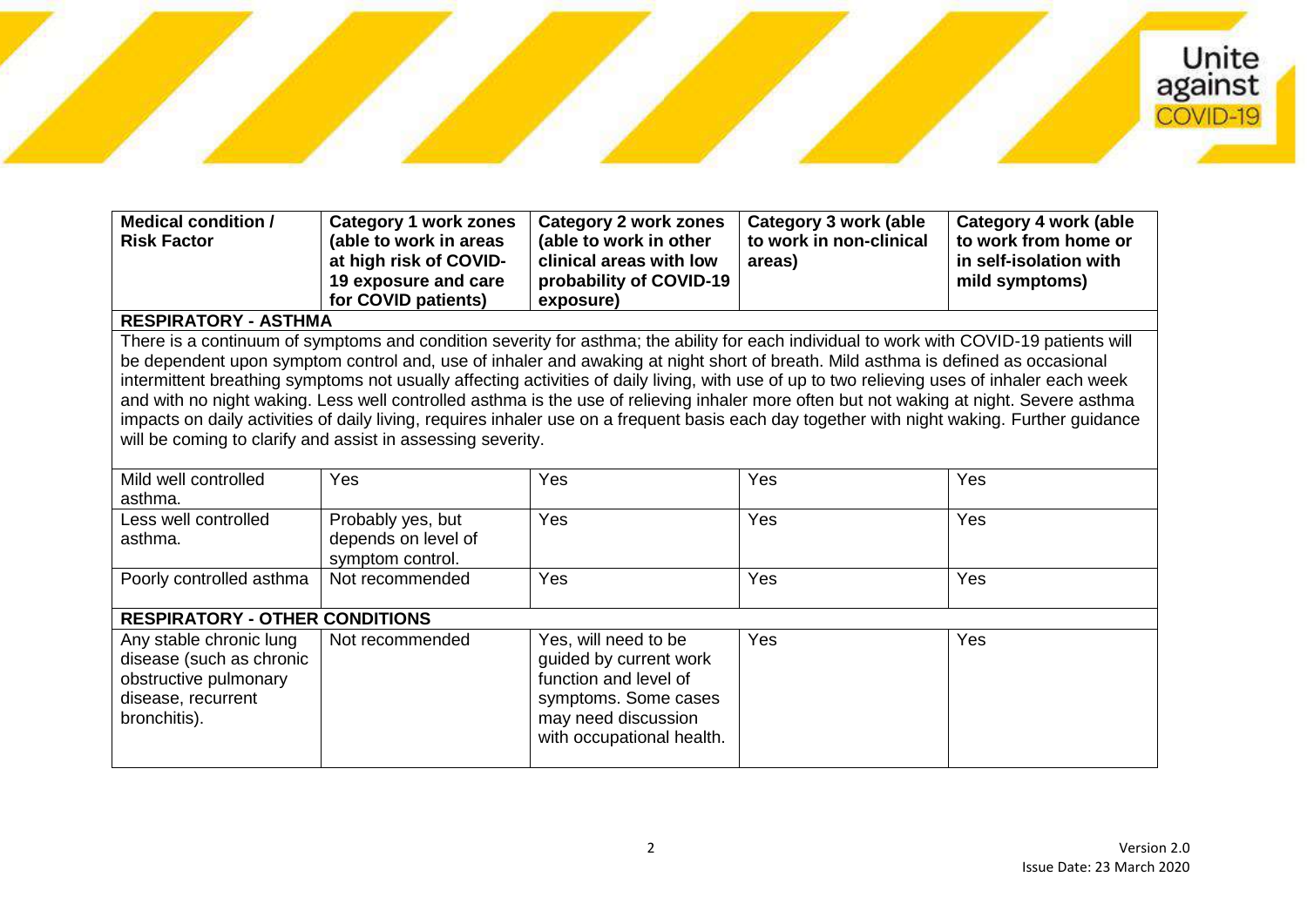| Medical condition / Risk Factor | Category 1 work zones (able to work in areas at high risk of COVID-19 exposure and care for COVID patients) | Category 2 work zones (able to work in other clinical areas with low probability of COVID-19 exposure) | Category 3 work (able to work in non-clinical areas) | Category 4 work (able to work from home or in self-isolation with mild symptoms) |
|---|---|---|---|---|
| **RESPIRATORY - ASTHMA** | | | | |
| There is a continuum of symptoms and condition severity for asthma; the ability for each individual to work with COVID-19 patients will be dependent upon symptom control and, use of inhaler and awaking at night short of breath. Mild asthma is defined as occasional intermittent breathing symptoms not usually affecting activities of daily living, with use of up to two relieving uses of inhaler each week and with no night waking. Less well controlled asthma is the use of relieving inhaler more often but not waking at night. Severe asthma impacts on daily activities of daily living, requires inhaler use on a frequent basis each day together with night waking. Further guidance will be coming to clarify and assist in assessing severity. | | | | |
| Mild well controlled asthma. | Yes | Yes | Yes | Yes |
| Less well controlled asthma. | Probably yes, but depends on level of symptom control. | Yes | Yes | Yes |
| Poorly controlled asthma | Not recommended | Yes | Yes | Yes |
| **RESPIRATORY - OTHER CONDITIONS** | | | | |
| Any stable chronic lung disease (such as chronic obstructive pulmonary disease, recurrent bronchitis). | Not recommended | Yes, will need to be guided by current work function and level of symptoms. Some cases may need discussion with occupational health. | Yes | Yes |

Version 2.0
Issue Date: 23 March 2020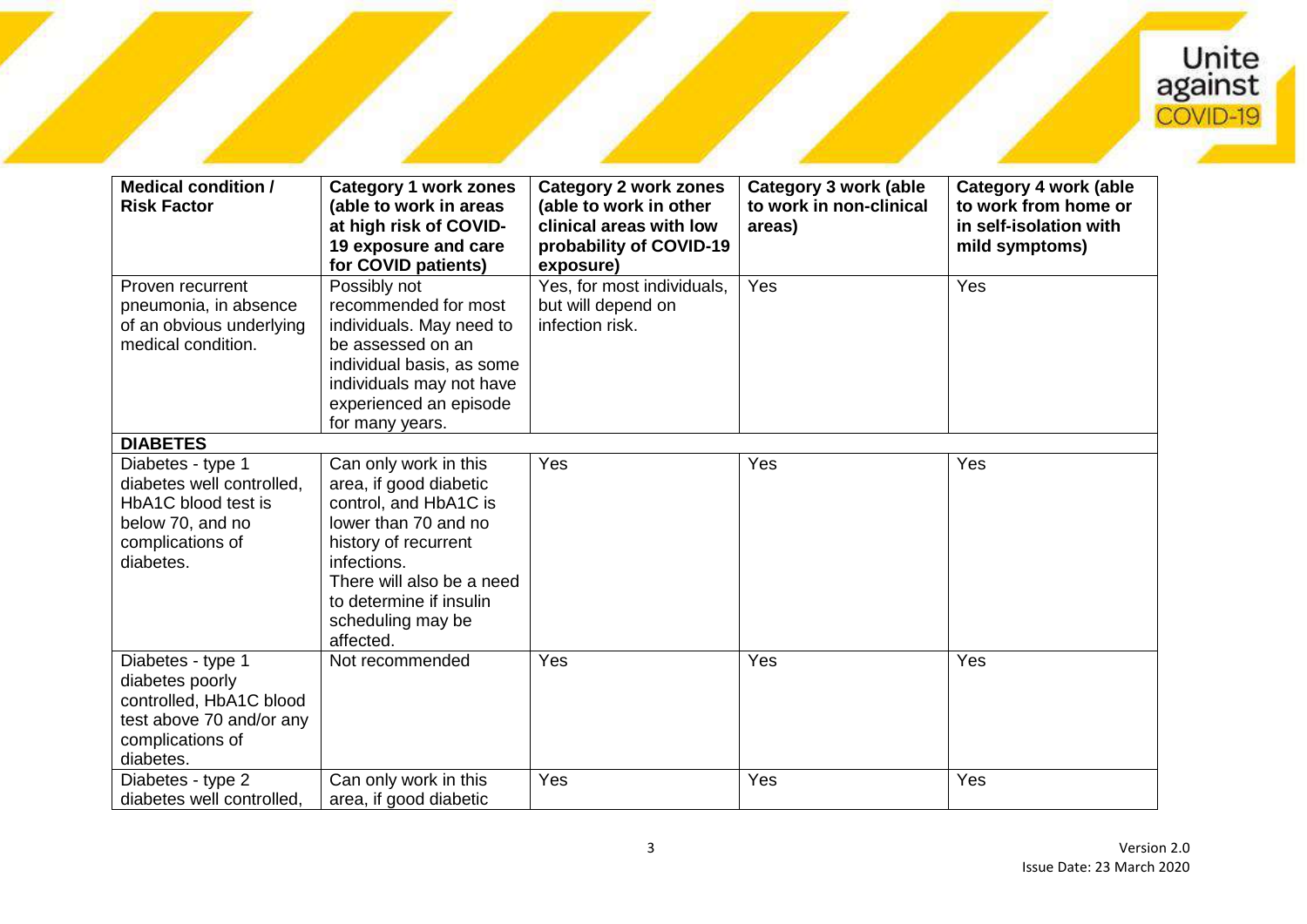| Medical condition / Risk Factor | Category 1 work zones (able to work in areas at high risk of COVID-19 exposure and care for COVID patients) | Category 2 work zones (able to work in other clinical areas with low probability of COVID-19 exposure) | Category 3 work (able to work in non-clinical areas) | Category 4 work (able to work from home or in self-isolation with mild symptoms) |
|---|---|---|---|---|
| Proven recurrent pneumonia, in absence of an obvious underlying medical condition. | Possibly not recommended for most individuals. May need to be assessed on an individual basis, as some individuals may not have experienced an episode for many years. | Yes, for most individuals, but will depend on infection risk. | Yes | Yes |
| **DIABETES** | | | | |
| Diabetes - type 1 diabetes well controlled, HbA1C blood test is below 70, and no complications of diabetes. | Can only work in this area, if good diabetic control, and HbA1C is lower than 70 and no history of recurrent infections. There will also be a need to determine if insulin scheduling may be affected. | Yes | Yes | Yes |
| Diabetes - type 1 diabetes poorly controlled, HbA1C blood test above 70 and/or any complications of diabetes. | Not recommended | Yes | Yes | Yes |
| Diabetes - type 2 diabetes well controlled, | Can only work in this area, if good diabetic | Yes | Yes | Yes |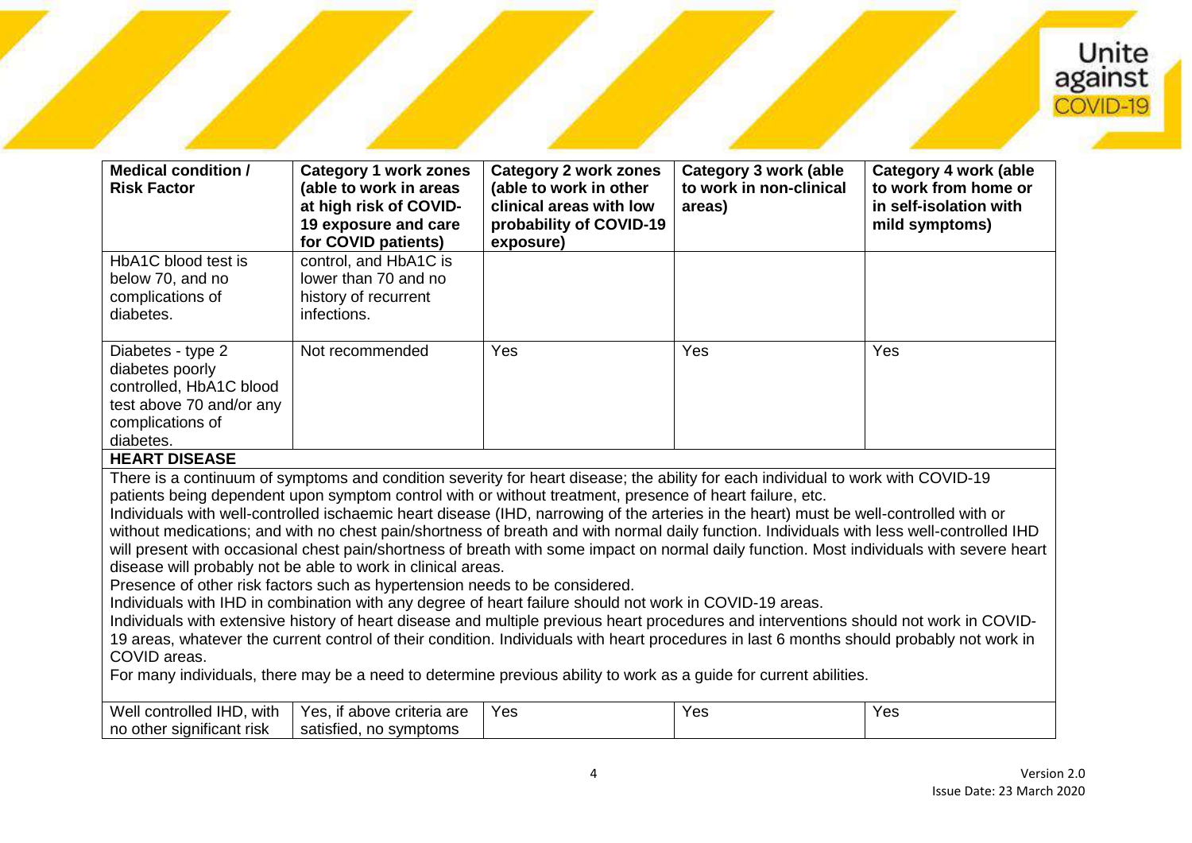| Medical condition / Risk Factor | Category 1 work zones (able to work in areas at high risk of COVID-19 exposure and care for COVID patients) | Category 2 work zones (able to work in other clinical areas with low probability of COVID-19 exposure) | Category 3 work (able to work in non-clinical areas) | Category 4 work (able to work from home or in self-isolation with mild symptoms) |
|---|---|---|---|---|
| HbA1C blood test is below 70, and no complications of diabetes. | control, and HbA1C is lower than 70 and no history of recurrent infections. | | | |
| Diabetes - type 2 diabetes poorly controlled, HbA1C blood test above 70 and/or any complications of diabetes. | Not recommended | Yes | Yes | Yes |
| **HEART DISEASE** | | | | |
| There is a continuum of symptoms and condition severity for heart disease; the ability for each individual to work with COVID-19 patients being dependent upon symptom control with or without treatment, presence of heart failure, etc. Individuals with well-controlled ischaemic heart disease (IHD, narrowing of the arteries in the heart) must be well-controlled with or without medications; and with no chest pain/shortness of breath and with normal daily function. Individuals with less well-controlled IHD will present with occasional chest pain/shortness of breath with some impact on normal daily function. Most individuals with severe heart disease will probably not be able to work in clinical areas. Presence of other risk factors such as hypertension needs to be considered. Individuals with IHD in combination with any degree of heart failure should not work in COVID-19 areas. Individuals with extensive history of heart disease and multiple previous heart procedures and interventions should not work in COVID-19 areas, whatever the current control of their condition. Individuals with heart procedures in last 6 months should probably not work in COVID areas. For many individuals, there may be a need to determine previous ability to work as a guide for current abilities. | | | | |
| Well controlled IHD, with no other significant risk | Yes, if above criteria are satisfied, no symptoms | Yes | Yes | Yes |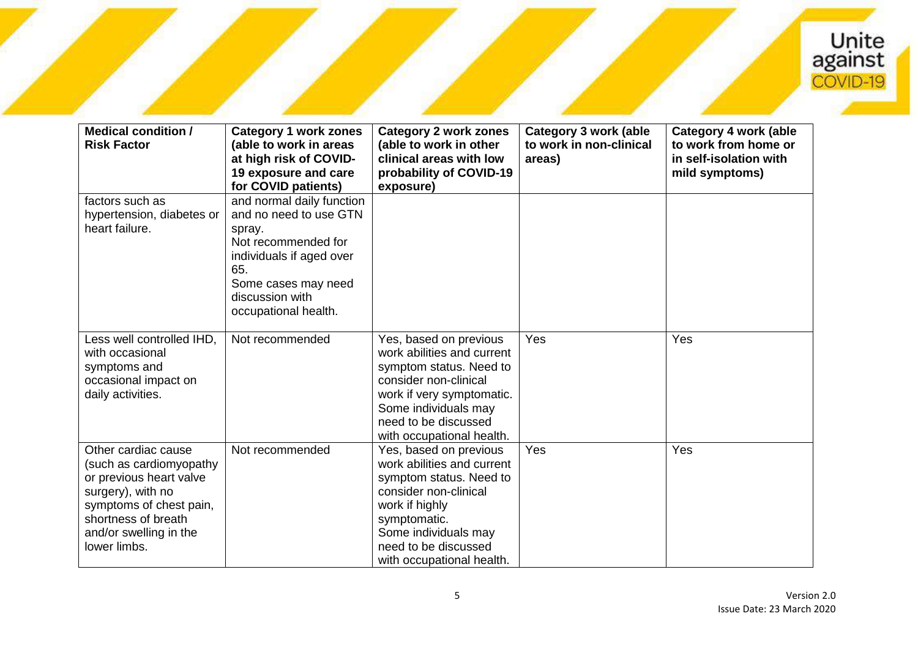| Medical condition / Risk Factor | Category 1 work zones (able to work in areas at high risk of COVID-19 exposure and care for COVID patients) | Category 2 work zones (able to work in other clinical areas with low probability of COVID-19 exposure) | Category 3 work (able to work in non-clinical areas) | Category 4 work (able to work from home or in self-isolation with mild symptoms) |
|---|---|---|---|---|
| factors such as hypertension, diabetes or heart failure. | and normal daily function and no need to use GTN spray. Not recommended for individuals if aged over 65. Some cases may need discussion with occupational health. | | | |
| Less well controlled IHD, with occasional symptoms and occasional impact on daily activities. | Not recommended | Yes, based on previous work abilities and current symptom status. Need to consider non-clinical work if very symptomatic. Some individuals may need to be discussed with occupational health. | Yes | Yes |
| Other cardiac cause (such as cardiomyopathy or previous heart valve surgery), with no symptoms of chest pain, shortness of breath and/or swelling in the lower limbs. | Not recommended | Yes, based on previous work abilities and current symptom status. Need to consider non-clinical work if highly symptomatic. Some individuals may need to be discussed with occupational health. | Yes | Yes |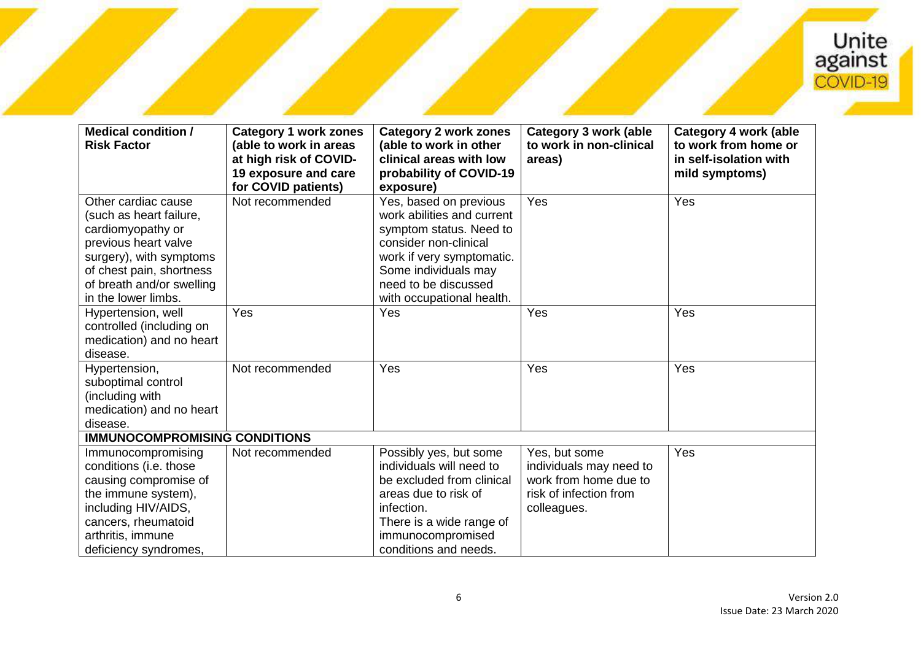| Medical condition / Risk Factor | Category 1 work zones (able to work in areas at high risk of COVID-19 exposure and care for COVID patients) | Category 2 work zones (able to work in other clinical areas with low probability of COVID-19 exposure) | Category 3 work (able to work in non-clinical areas) | Category 4 work (able to work from home or in self-isolation with mild symptoms) |
|---|---|---|---|---|
| Other cardiac cause (such as heart failure, cardiomyopathy or previous heart valve surgery), with symptoms of chest pain, shortness of breath and/or swelling in the lower limbs. | Not recommended | Yes, based on previous work abilities and current symptom status. Need to consider non-clinical work if very symptomatic. Some individuals may need to be discussed with occupational health. | Yes | Yes |
| Hypertension, well controlled (including on medication) and no heart disease. | Yes | Yes | Yes | Yes |
| Hypertension, suboptimal control (including with medication) and no heart disease. | Not recommended | Yes | Yes | Yes |
| **IMMUNOCOMPROMISING CONDITIONS** | | | | |
| Immunocompromising conditions (i.e. those causing compromise of the immune system), including HIV/AIDS, cancers, rheumatoid arthritis, immune deficiency syndromes, | Not recommended | Possibly yes, but some individuals will need to be excluded from clinical areas due to risk of infection. There is a wide range of immunocompromised conditions and needs. | Yes, but some individuals may need to work from home due to risk of infection from colleagues. | Yes |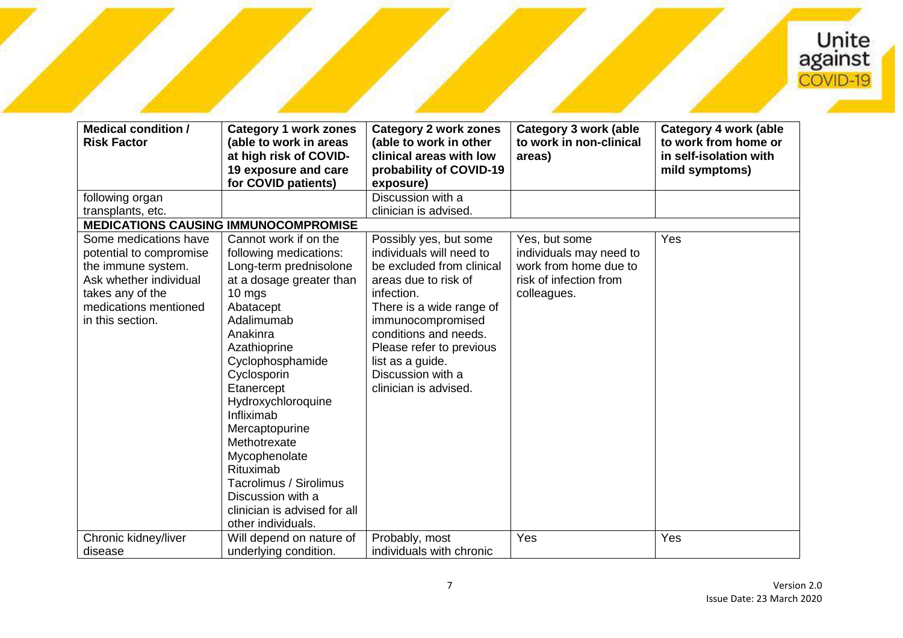| Medical condition / Risk Factor | Category 1 work zones (able to work in areas at high risk of COVID-19 exposure and care for COVID patients) | Category 2 work zones (able to work in other clinical areas with low probability of COVID-19 exposure) | Category 3 work (able to work in non-clinical areas) | Category 4 work (able to work from home or in self-isolation with mild symptoms) |
|---|---|---|---|---|
| following organ transplants, etc. | | Discussion with a clinician is advised. | | |
| **MEDICATIONS CAUSING IMMUNOCOMPROMISE** | | | | |
| Some medications have potential to compromise the immune system. Ask whether individual takes any of the medications mentioned in this section. | Cannot work if on the following medications: Long-term prednisolone at a dosage greater than 10 mgs<br>Abatacept<br>Adalimumab<br>Anakinra<br>Azathioprine<br>Cyclophosphamide<br>Cyclosporin<br>Etanercept<br>Hydroxychloroquine<br>Infliximab<br>Mercaptopurine<br>Methotrexate<br>Mycophenolate<br>Rituximab<br>Tacrolimus / Sirolimus<br>Discussion with a clinician is advised for all other individuals. | Possibly yes, but some individuals will need to be excluded from clinical areas due to risk of infection. There is a wide range of immunocompromised conditions and needs. Please refer to previous list as a guide. Discussion with a clinician is advised. | Yes, but some individuals may need to work from home due to risk of infection from colleagues. | Yes |
| Chronic kidney/liver disease | Will depend on nature of underlying condition. | Probably, most individuals with chronic | Yes | Yes |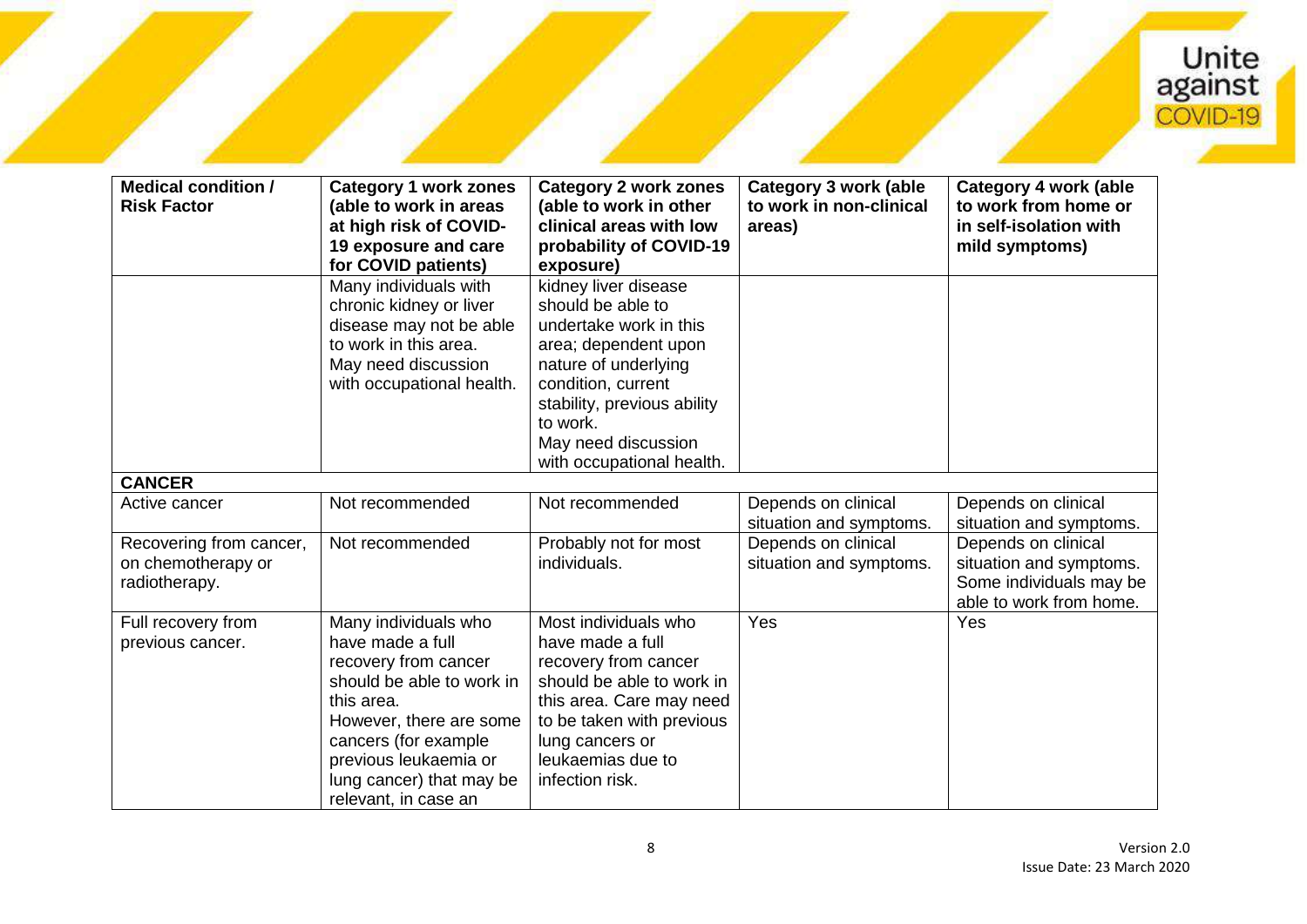| Medical condition / Risk Factor | Category 1 work zones (able to work in areas at high risk of COVID-19 exposure and care for COVID patients) | Category 2 work zones (able to work in other clinical areas with low probability of COVID-19 exposure) | Category 3 work (able to work in non-clinical areas) | Category 4 work (able to work from home or in self-isolation with mild symptoms) |
|---|---|---|---|---|
| | Many individuals with chronic kidney or liver disease may not be able to work in this area. May need discussion with occupational health. | kidney liver disease should be able to undertake work in this area; dependent upon nature of underlying condition, current stability, previous ability to work. May need discussion with occupational health. | | |
| **CANCER** | | | | |
| Active cancer | Not recommended | Not recommended | Depends on clinical situation and symptoms. | Depends on clinical situation and symptoms. |
| Recovering from cancer, on chemotherapy or radiotherapy. | Not recommended | Probably not for most individuals. | Depends on clinical situation and symptoms. | Depends on clinical situation and symptoms. Some individuals may be able to work from home. |
| Full recovery from previous cancer. | Many individuals who have made a full recovery from cancer should be able to work in this area. However, there are some cancers (for example previous leukaemia or lung cancer) that may be relevant, in case an | Most individuals who have made a full recovery from cancer should be able to work in this area. Care may need to be taken with previous lung cancers or leukaemias due to infection risk. | Yes | Yes |

Version 2.0
Issue Date: 23 March 2020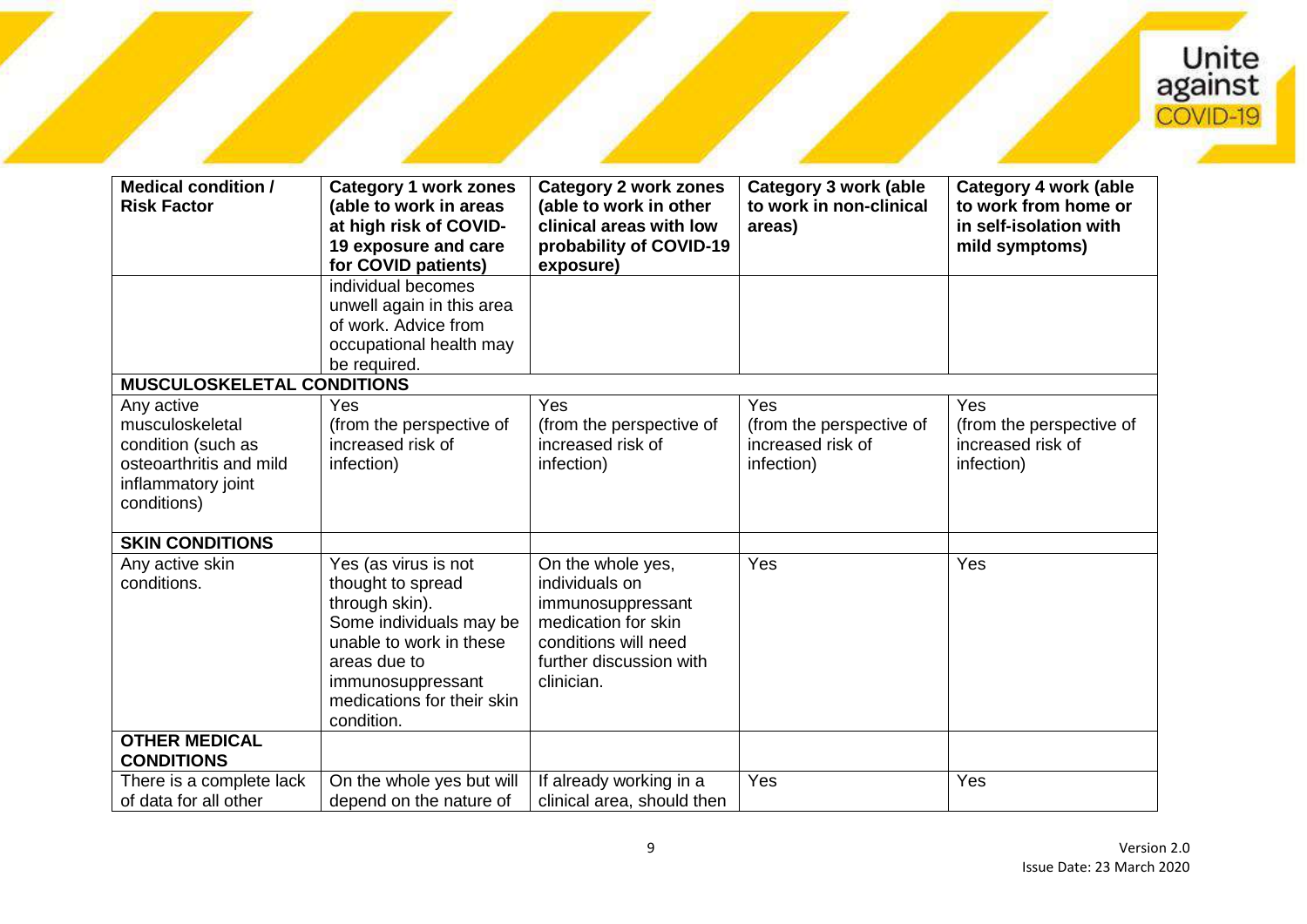| Medical condition / Risk Factor | Category 1 work zones (able to work in areas at high risk of COVID-19 exposure and care for COVID patients) | Category 2 work zones (able to work in other clinical areas with low probability of COVID-19 exposure) | Category 3 work (able to work in non-clinical areas) | Category 4 work (able to work from home or in self-isolation with mild symptoms) |
|---|---|---|---|---|
| | individual becomes unwell again in this area of work. Advice from occupational health may be required. | | | |
| **MUSCULOSKELETAL CONDITIONS** | | | | |
| Any active musculoskeletal condition (such as osteoarthritis and mild inflammatory joint conditions) | Yes (from the perspective of increased risk of infection) | Yes (from the perspective of increased risk of infection) | Yes (from the perspective of increased risk of infection) | Yes (from the perspective of increased risk of infection) |
| **SKIN CONDITIONS** | | | | |
| Any active skin conditions. | Yes (as virus is not thought to spread through skin). Some individuals may be unable to work in these areas due to immunosuppressant medications for their skin condition. | On the whole yes, individuals on immunosuppressant medication for skin conditions will need further discussion with clinician. | Yes | Yes |
| **OTHER MEDICAL CONDITIONS** | | | | |
| There is a complete lack of data for all other | On the whole yes but will depend on the nature of | If already working in a clinical area, should then | Yes | Yes |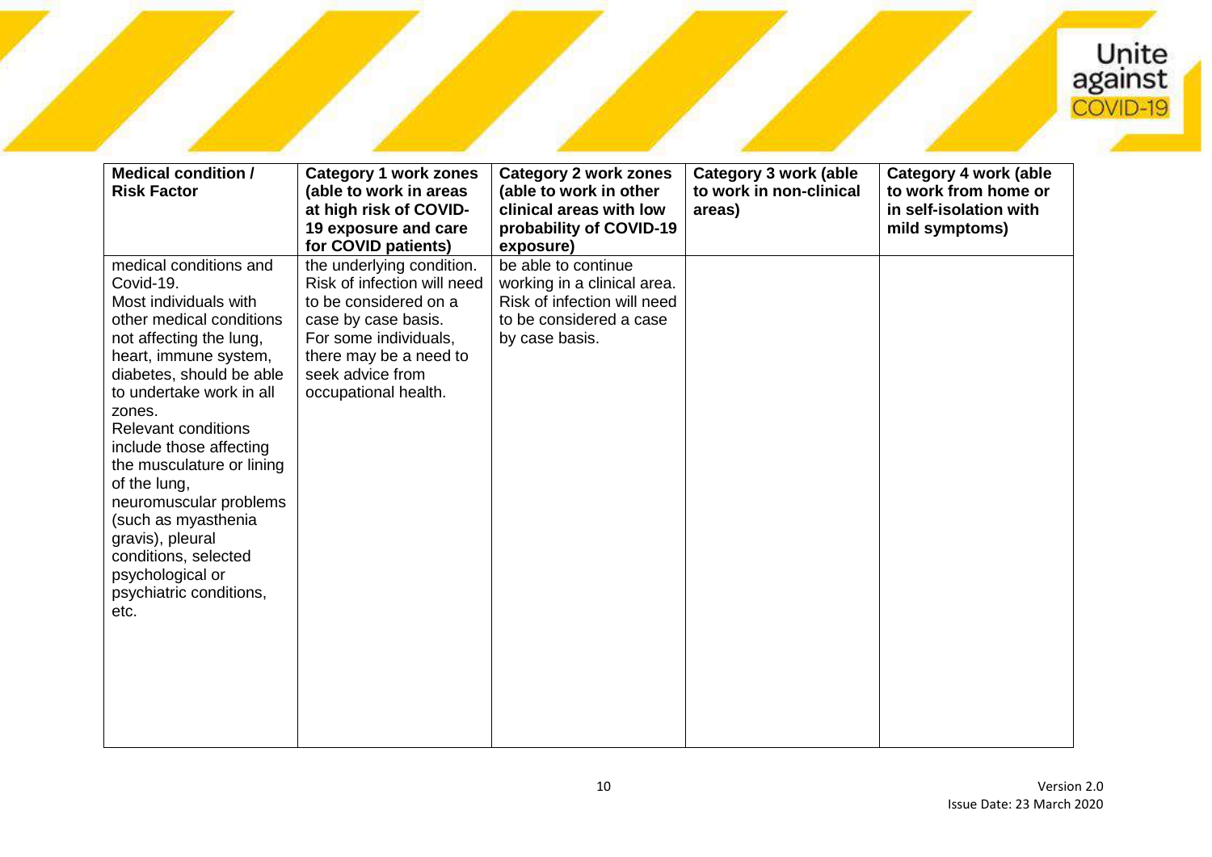| Medical condition / Risk Factor | Category 1 work zones (able to work in areas at high risk of COVID-19 exposure and care for COVID patients) | Category 2 work zones (able to work in other clinical areas with low probability of COVID-19 exposure) | Category 3 work (able to work in non-clinical areas) | Category 4 work (able to work from home or in self-isolation with mild symptoms) |
|---|---|---|---|---|
| medical conditions and Covid-19. Most individuals with other medical conditions not affecting the lung, heart, immune system, diabetes, should be able to undertake work in all zones. Relevant conditions include those affecting the musculature or lining of the lung, neuromuscular problems (such as myasthenia gravis), pleural conditions, selected psychological or psychiatric conditions, etc. | the underlying condition. Risk of infection will need to be considered on a case by case basis. For some individuals, there may be a need to seek advice from occupational health. | be able to continue working in a clinical area. Risk of infection will need to be considered a case by case basis. | | |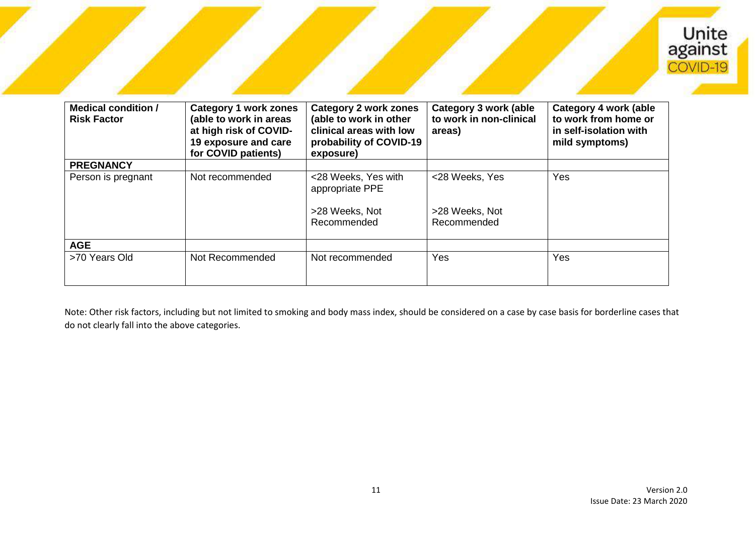| Medical condition / Risk Factor | Category 1 work zones (able to work in areas at high risk of COVID-19 exposure and care for COVID patients) | Category 2 work zones (able to work in other clinical areas with low probability of COVID-19 exposure) | Category 3 work (able to work in non-clinical areas) | Category 4 work (able to work from home or in self-isolation with mild symptoms) |
|---|---|---|---|---|
| **PREGNANCY** | | | | |
| Person is pregnant | Not recommended | <28 Weeks, Yes with appropriate PPE<br><br>>28 Weeks, Not Recommended | <28 Weeks, Yes<br><br>>28 Weeks, Not Recommended | Yes |
| **AGE** | | | | |
| >70 Years Old | Not Recommended | Not recommended | Yes | Yes |

Note: Other risk factors, including but not limited to smoking and body mass index, should be considered on a case by case basis for borderline cases that do not clearly fall into the above categories.

Version 2.0
Issue Date: 23 March 2020